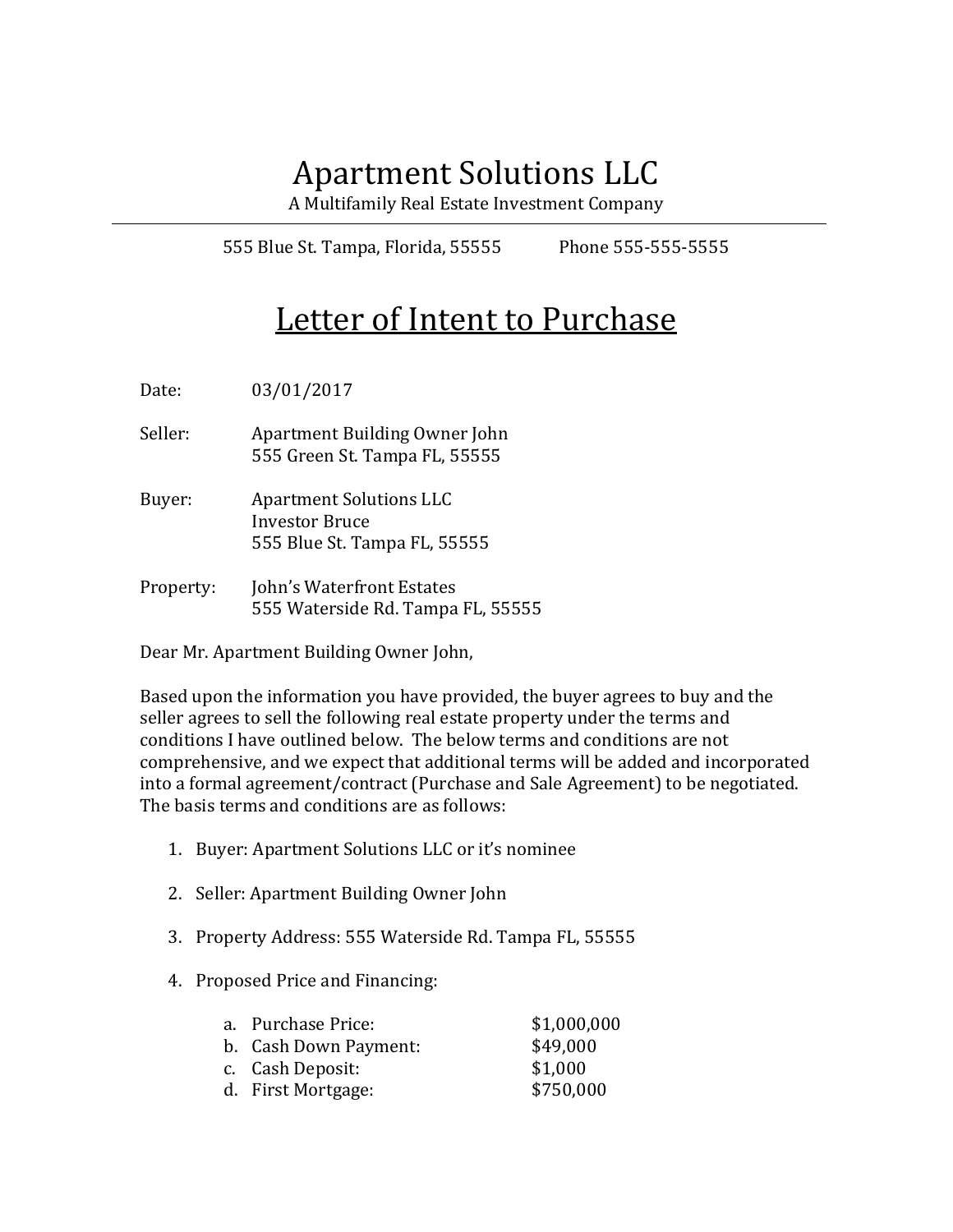# Apartment Solutions LLC

A Multifamily Real Estate Investment Company

---

555 Blue St. Tampa, Florida, 55555 Phone 555-555-5555

## Letter of Intent to Purchase

Date: 03/01/2017

Seller: Apartment Building Owner John
555 Green St. Tampa FL, 55555

Buyer: Apartment Solutions LLC
Investor Bruce
555 Blue St. Tampa FL, 55555

Property: John's Waterfront Estates
555 Waterside Rd. Tampa FL, 55555

Dear Mr. Apartment Building Owner John,

Based upon the information you have provided, the buyer agrees to buy and the seller agrees to sell the following real estate property under the terms and conditions I have outlined below. The below terms and conditions are not comprehensive, and we expect that additional terms will be added and incorporated into a formal agreement/contract (Purchase and Sale Agreement) to be negotiated. The basis terms and conditions are as follows:

1. Buyer: Apartment Solutions LLC or it's nominee

2. Seller: Apartment Building Owner John

3. Property Address: 555 Waterside Rd. Tampa FL, 55555

4. Proposed Price and Financing:

   a. Purchase Price: $1,000,000
   b. Cash Down Payment: $49,000
   c. Cash Deposit: $1,000
   d. First Mortgage: $750,000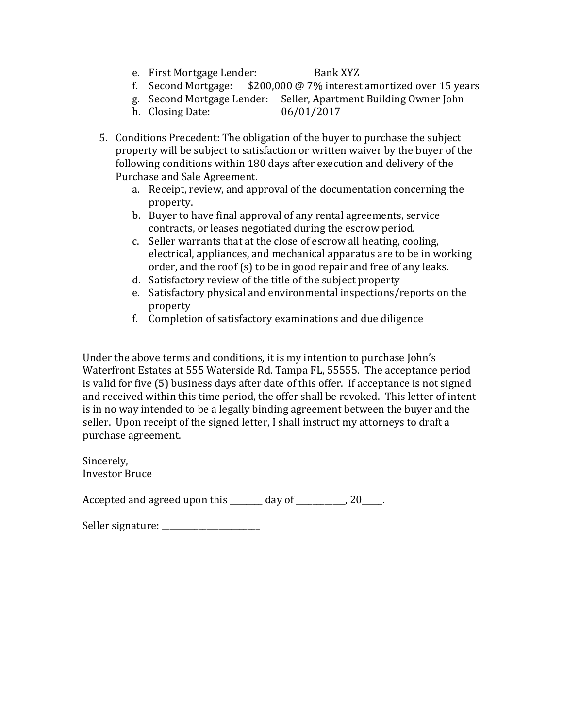e. First Mortgage Lender: Bank XYZ
f. Second Mortgage: $200,000 @ 7% interest amortized over 15 years
g. Second Mortgage Lender: Seller, Apartment Building Owner John
h. Closing Date: 06/01/2017

5. Conditions Precedent: The obligation of the buyer to purchase the subject property will be subject to satisfaction or written waiver by the buyer of the following conditions within 180 days after execution and delivery of the Purchase and Sale Agreement.
   a. Receipt, review, and approval of the documentation concerning the property.
   b. Buyer to have final approval of any rental agreements, service contracts, or leases negotiated during the escrow period.
   c. Seller warrants that at the close of escrow all heating, cooling, electrical, appliances, and mechanical apparatus are to be in working order, and the roof (s) to be in good repair and free of any leaks.
   d. Satisfactory review of the title of the subject property
   e. Satisfactory physical and environmental inspections/reports on the property
   f. Completion of satisfactory examinations and due diligence

Under the above terms and conditions, it is my intention to purchase John's Waterfront Estates at 555 Waterside Rd. Tampa FL, 55555. The acceptance period is valid for five (5) business days after date of this offer. If acceptance is not signed and received within this time period, the offer shall be revoked. This letter of intent is in no way intended to be a legally binding agreement between the buyer and the seller. Upon receipt of the signed letter, I shall instruct my attorneys to draft a purchase agreement.

Sincerely,
Investor Bruce

Accepted and agreed upon this ________ day of ____________, 20_____.

Seller signature: _________________________